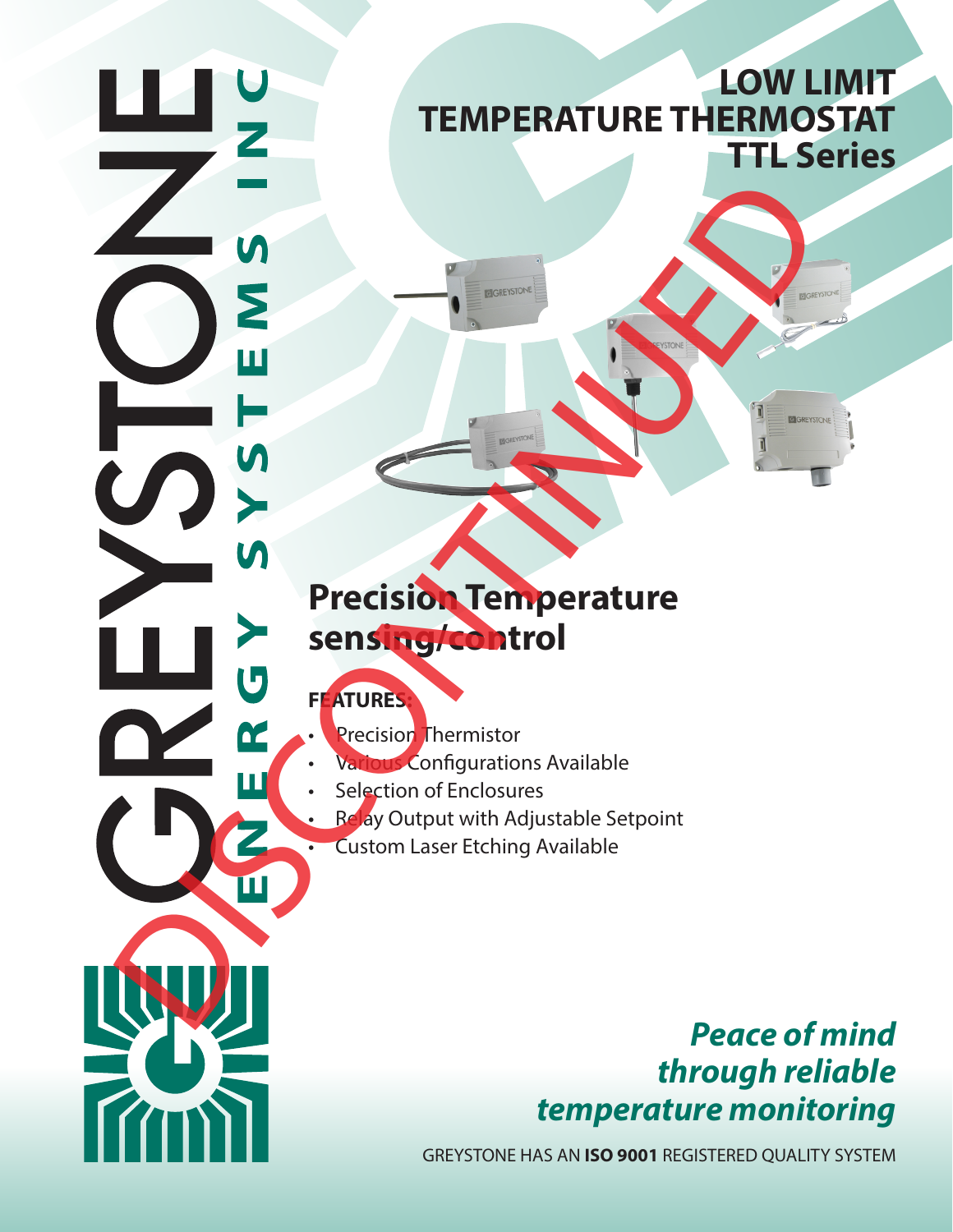GREYSTONE

ENERGY SYSTEMS INC

# LOW LIMIT TEMPERATURE THERMOSTAT
# TTL Series

DISCONTINUED

## Precision Temperature sensing/control

**FEATURES:**

- Precision Thermistor
- Various Configurations Available
- Selection of Enclosures
- Relay Output with Adjustable Setpoint
- Custom Laser Etching Available

***Peace of mind through reliable temperature monitoring***

GREYSTONE HAS AN **ISO 9001** REGISTERED QUALITY SYSTEM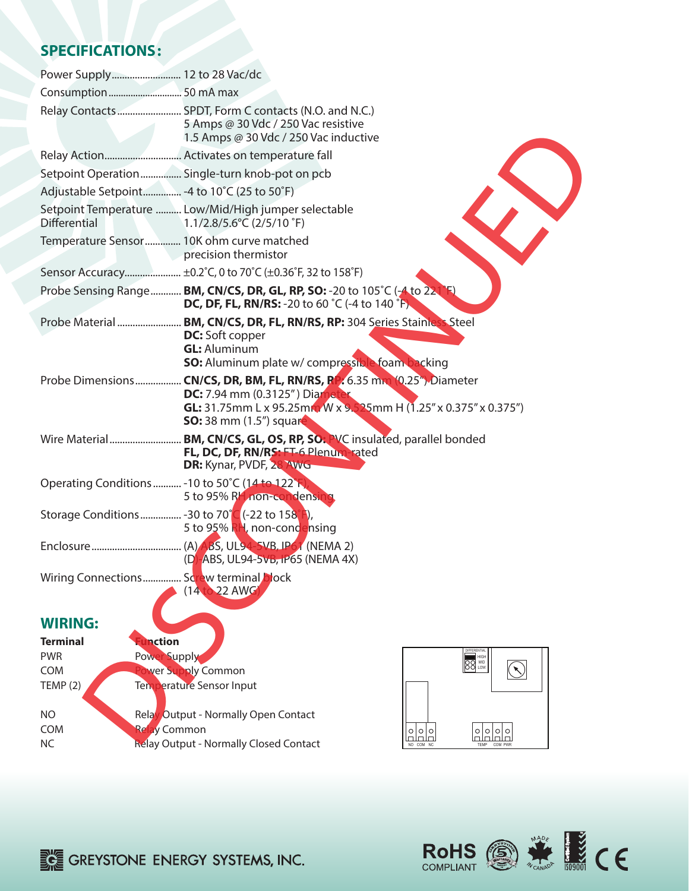## SPECIFICATIONS:

| | |
|---|---|
| Power Supply | 12 to 28 Vac/dc |
| Consumption | 50 mA max |
| Relay Contacts | SPDT, Form C contacts (N.O. and N.C.)<br>5 Amps @ 30 Vdc / 250 Vac resistive<br>1.5 Amps @ 30 Vdc / 250 Vac inductive |
| Relay Action | Activates on temperature fall |
| Setpoint Operation | Single-turn knob-pot on pcb |
| Adjustable Setpoint | -4 to 10˚C (25 to 50˚F) |
| Setpoint Temperature Differential | Low/Mid/High jumper selectable<br>1.1/2.8/5.6°C (2/5/10 ˚F) |
| Temperature Sensor | 10K ohm curve matched precision thermistor |
| Sensor Accuracy | ±0.2˚C, 0 to 70˚C (±0.36˚F, 32 to 158˚F) |
| Probe Sensing Range | **BM, CN/CS, DR, GL, RP, SO:** -20 to 105˚C (-4 to 221˚F)<br>**DC, DF, FL, RN/RS:** -20 to 60 ˚C (-4 to 140 ˚F) |
| Probe Material | **BM, CN/CS, DR, FL, RN/RS, RP:** 304 Series Stainless Steel<br>**DC:** Soft copper<br>**GL:** Aluminum<br>**SO:** Aluminum plate w/ compressible foam backing |
| Probe Dimensions | **CN/CS, DR, BM, FL, RN/RS, RP:** 6.35 mm (0.25") Diameter<br>**DC:** 7.94 mm (0.3125") Diameter<br>**GL:** 31.75mm L x 95.25mm W x 9.525mm H (1.25" x 0.375" x 0.375")<br>**SO:** 38 mm (1.5") square |
| Wire Material | **BM, CN/CS, GL, OS, RP, SO:** PVC insulated, parallel bonded<br>**FL, DC, DF, RN/RS:** FT-6 Plenum-rated<br>**DR:** Kynar, PVDF, 28 AWG |
| Operating Conditions | -10 to 50˚C (14 to 122˚F),<br>5 to 95% RH non-condensing |
| Storage Conditions | -30 to 70˚C (-22 to 158˚F),<br>5 to 95% RH, non-condensing |
| Enclosure | (A) ABS, UL94-5VB, IP61 (NEMA 2)<br>(D) ABS, UL94-5VB, IP65 (NEMA 4X) |
| Wiring Connections | Screw terminal block<br>(14 to 22 AWG) |

DISCONTINUED

## WIRING:

| Terminal | Function |
|---|---|
| PWR | Power Supply |
| COM | Power Supply Common |
| TEMP (2) | Temperature Sensor Input |
| NO | Relay Output - Normally Open Contact |
| COM | Relay Common |
| NC | Relay Output - Normally Closed Contact |

DIFFERENTIAL HIGH MID LOW

NO COM NC    TEMP COM PWR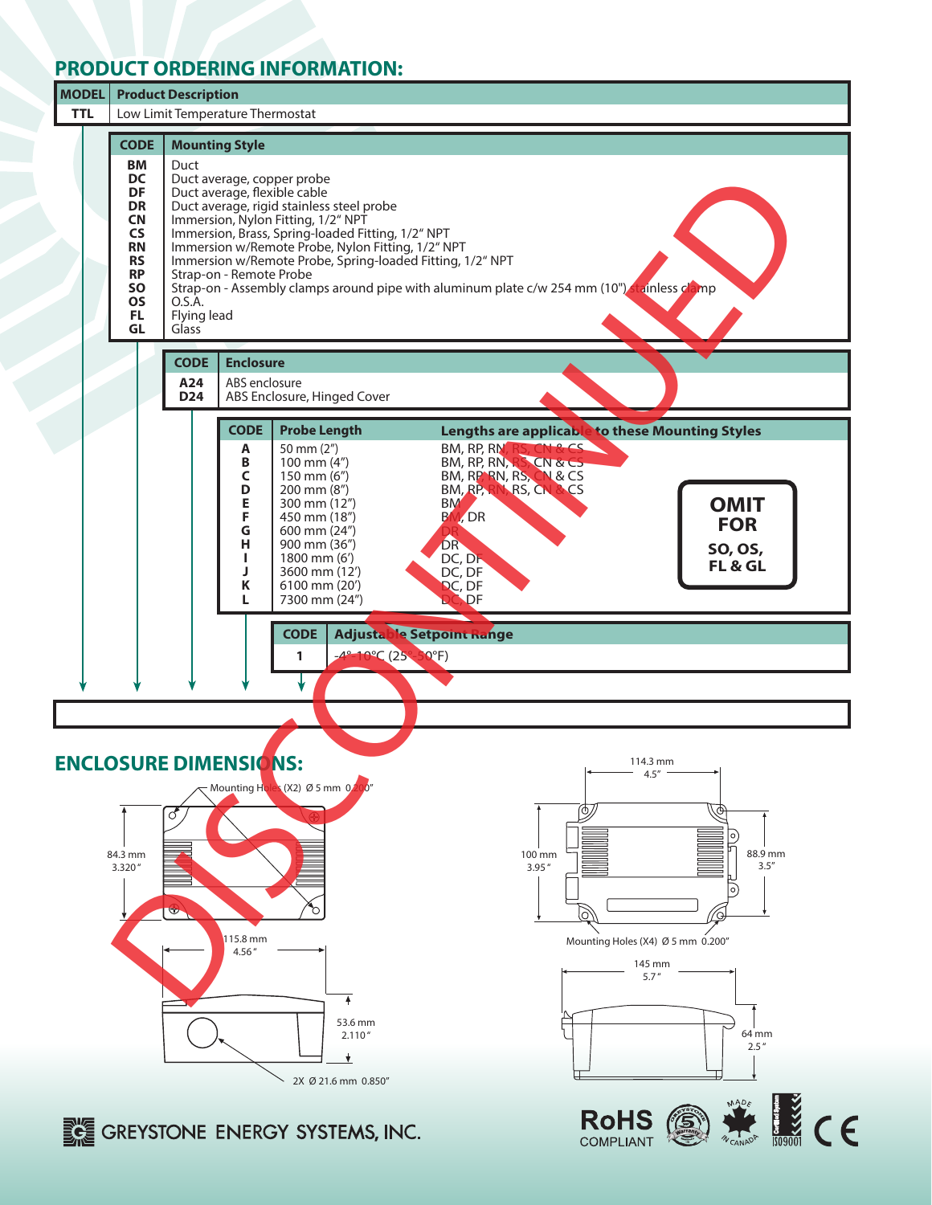## PRODUCT ORDERING INFORMATION:

| MODEL | Product Description |
|---|---|
| TTL | Low Limit Temperature Thermostat |

| CODE | Mounting Style |
|---|---|
| BM | Duct |
| DC | Duct average, copper probe |
| DF | Duct average, flexible cable |
| DR | Duct average, rigid stainless steel probe |
| CN | Immersion, Nylon Fitting, 1/2" NPT |
| CS | Immersion, Brass, Spring-loaded Fitting, 1/2" NPT |
| RN | Immersion w/Remote Probe, Nylon Fitting, 1/2" NPT |
| RS | Immersion w/Remote Probe, Spring-loaded Fitting, 1/2" NPT |
| RP | Strap-on - Remote Probe |
| SO | Strap-on - Assembly clamps around pipe with aluminum plate c/w 254 mm (10") stainless clamp |
| OS | O.S.A. |
| FL | Flying lead |
| GL | Glass |

| CODE | Enclosure |
|---|---|
| A24 | ABS enclosure |
| D24 | ABS Enclosure, Hinged Cover |

| CODE | Probe Length | Lengths are applicable to these Mounting Styles |
|---|---|---|
| A | 50 mm (2") | BM, RP, RN, RS, CN & CS |
| B | 100 mm (4") | BM, RP, RN, RS, CN & CS |
| C | 150 mm (6") | BM, RP, RN, RS, CN & CS |
| D | 200 mm (8") | BM, RP, RN, RS, CN & CS |
| E | 300 mm (12") | BM |
| F | 450 mm (18") | BM, DR |
| G | 600 mm (24") | DR |
| H | 900 mm (36") | DR |
| I | 1800 mm (6') | DC, DF |
| J | 3600 mm (12') | DC, DF |
| K | 6100 mm (20') | DC, DF |
| L | 7300 mm (24') | DC, DF |

**OMIT FOR SO, OS, FL & GL**

| CODE | Adjustable Setpoint Range |
|---|---|
| 1 | -4°-10°C (25°-50°F) |

DISCONTINUED

## ENCLOSURE DIMENSIONS:

Mounting Holes (X2) Ø 5 mm 0.200"

84.3 mm 3.320"

115.8 mm 4.56"

53.6 mm 2.110"

2X Ø 21.6 mm 0.850"

114.3 mm 4.5"

100 mm 3.95"

88.9 mm 3.5"

Mounting Holes (X4) Ø 5 mm 0.200"

145 mm 5.7"

64 mm 2.5"

GREYSTONE ENERGY SYSTEMS, INC.

RoHS COMPLIANT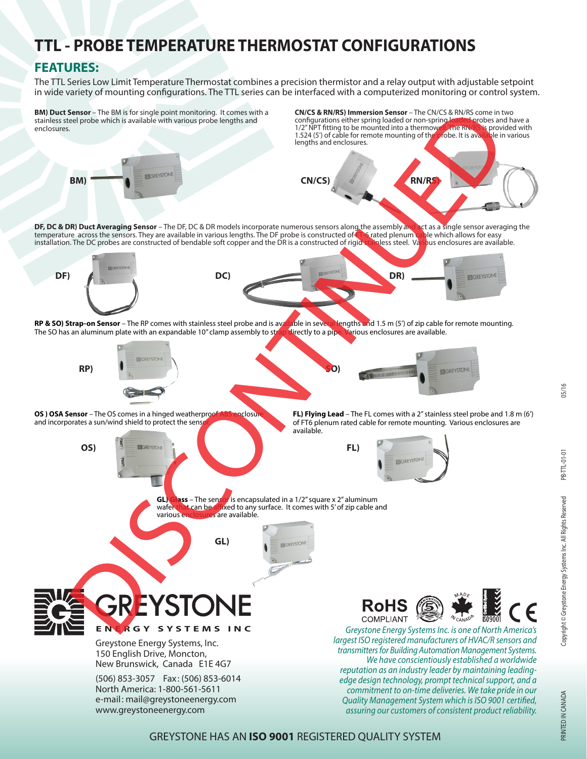# TTL - PROBE TEMPERATURE THERMOSTAT CONFIGURATIONS

## FEATURES:

The TTL Series Low Limit Temperature Thermostat combines a precision thermistor and a relay output with adjustable setpoint in wide variety of mounting configurations. The TTL series can be interfaced with a computerized monitoring or control system.

**BM) Duct Sensor** – The BM is for single point monitoring. It comes with a stainless steel probe which is available with various probe lengths and enclosures.

BM)

**CN/CS & RN/RS) Immersion Sensor** – The CN/CS & RN/RS come in two configurations either spring loaded or non-spring loaded probes and have a 1/2" NPT fitting to be mounted into a thermowell. The RN/RS is provided with 1.524 (5') of cable for remote mounting of the probe. It is available in various lengths and enclosures.

CN/CS) RN/RS)

**DF, DC & DR) Duct Averaging Sensor** – The DF, DC & DR models incorporate numerous sensors along the assembly and act as a single sensor averaging the temperature across the sensors. They are available in various lengths. The DF probe is constructed of FT-6 rated plenum cable which allows for easy installation. The DC probes are constructed of bendable soft copper and the DR is a constructed of rigid stainless steel. Various enclosures are available.

DF) DC) DR)

**RP & SO) Strap-on Sensor** – The RP comes with stainless steel probe and is available in several lengths and 1.5 m (5') of zip cable for remote mounting. The SO has an aluminum plate with an expandable 10" clamp assembly to strap directly to a pipe. Various enclosures are available.

RP) SO)

**OS ) OSA Sensor** – The OS comes in a hinged weatherproof ABS enclosure and incorporates a sun/wind shield to protect the sensor.

OS)

**FL) Flying Lead** – The FL comes with a 2" stainless steel probe and 1.8 m (6') of FT6 plenum rated cable for remote mounting. Various enclosures are available.

FL)

**GL) Glass** – The sensor is encapsulated in a 1/2" square x 2" aluminum wafer that can be affixed to any surface. It comes with 5' of zip cable and various enclosures are available.

GL)

DISCONTINUED

GREYSTONE ENERGY SYSTEMS INC

Greystone Energy Systems, Inc.
150 English Drive, Moncton,
New Brunswick, Canada E1E 4G7

(506) 853-3057 Fax: (506) 853-6014
North America: 1-800-561-5611
e-mail: mail@greystoneenergy.com
www.greystoneenergy.com

RoHS COMPLIANT

*Greystone Energy Systems Inc. is one of North America's largest ISO registered manufacturers of HVAC/R sensors and transmitters for Building Automation Management Systems. We have conscientiously established a worldwide reputation as an industry leader by maintaining leading-edge design technology, prompt technical support, and a commitment to on-time deliveries. We take pride in our Quality Management System which is ISO 9001 certified, assuring our customers of consistent product reliability.*

GREYSTONE HAS AN **ISO 9001** REGISTERED QUALITY SYSTEM

05/16 PB-TTL-01-01 Copyright © Greystone Energy Systems Inc. All Rights Reserved PRINTED IN CANADA